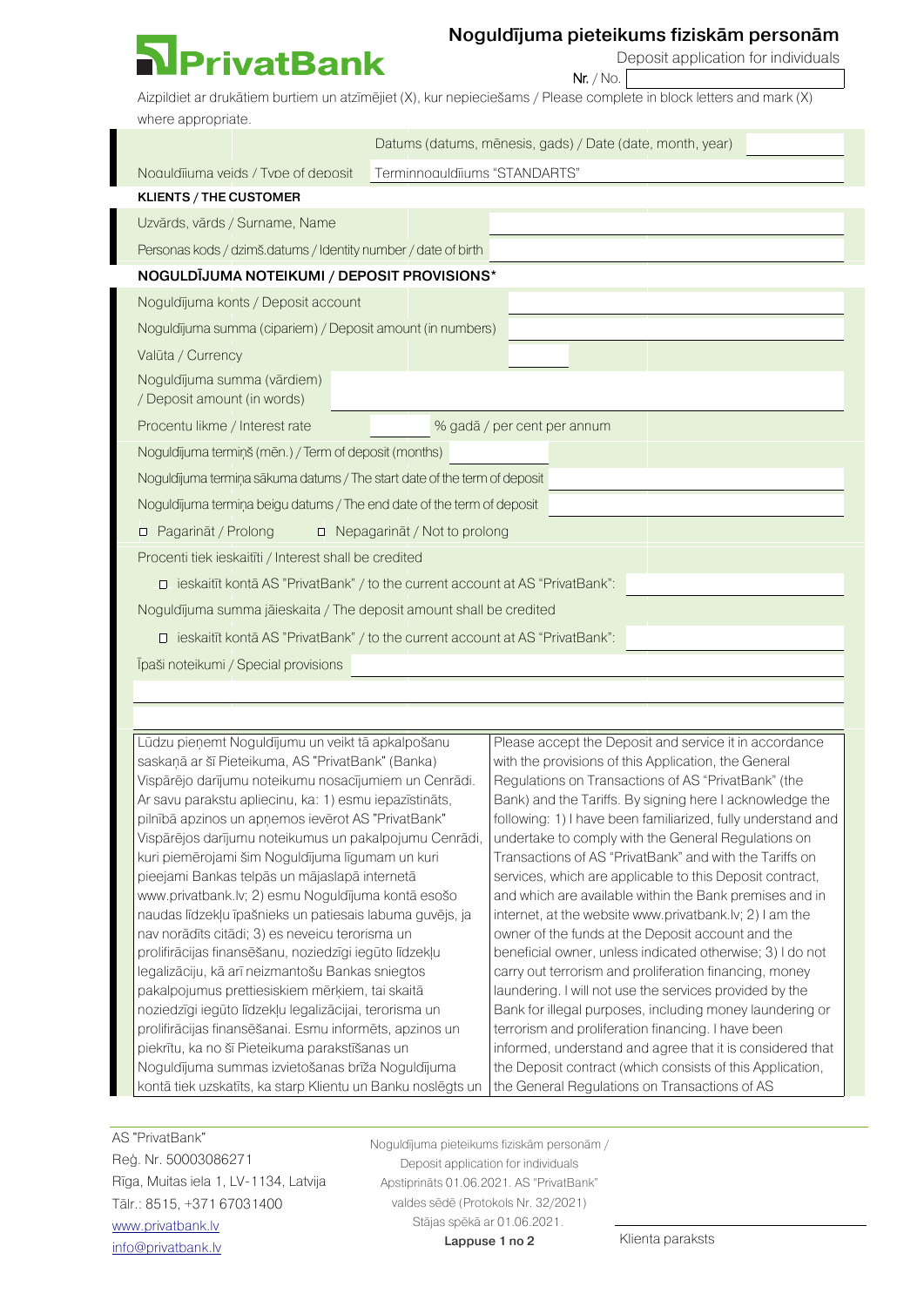# PrivatBank

## Noguldījuma pieteikums fiziskām personām

Deposit application for individuals

Nr. / No.

Aizpildiet ar drukātiem burtiem un atzīmējiet (X), kur nepieciešams / Please complete in block letters and mark (X) where appropriate.

| | |
|---|---|
| Datums (datums, mēnesis, gads) / Date (date, month, year) | |
| Noguldījuma veids / Type of deposit | Termiņnoguldījums "STANDARTS" |

**KLIENTS / THE CUSTOMER**

| | |
|---|---|
| Uzvārds, vārds / Surname, Name | |
| Personas kods / dzimš.datums / Identity number / date of birth | |

**NOGULDĪJUMA NOTEIKUMI / DEPOSIT PROVISIONS***

| | |
|---|---|
| Noguldījuma konts / Deposit account | |
| Noguldījuma summa (cipariem) / Deposit amount (in numbers) | |
| Valūta / Currency | |
| Noguldījuma summa (vārdiem) / Deposit amount (in words) | |
| Procentu likme / Interest rate | % gadā / per cent per annum |
| Noguldījuma termiņš (mēn.) / Term of deposit (months) | |
| Noguldījuma termiņa sākuma datums / The start date of the term of deposit | |
| Noguldījuma termiņa beigu datums / The end date of the term of deposit | |

☐ Pagarināt / Prolong ☐ Nepagarināt / Not to prolong

Procenti tiek ieskaitīti / Interest shall be credited

☐ ieskaitīt kontā AS "PrivatBank" / to the current account at AS "PrivatBank":

Noguldījuma summa jāieskaita / The deposit amount shall be credited

☐ ieskaitīt kontā AS "PrivatBank" / to the current account at AS "PrivatBank":

Īpaši noteikumi / Special provisions

| | |
|---|---|
| Lūdzu pieņemt Noguldījumu un veikt tā apkalpošanu saskaņā ar šī Pieteikuma, AS "PrivatBank" (Banka) Vispārējo darījumu noteikumu nosacījumiem un Cenrādi. Ar savu parakstu apliecinu, ka: 1) esmu iepazīstināts, pilnībā apzinos un apņemos ievērot AS "PrivatBank" Vispārējos darījumu noteikumus un pakalpojumu Cenrādi, kuri piemērojami šim Noguldījuma līgumam un kuri pieejami Bankas telpās un mājaslapā internetā www.privatbank.lv; 2) esmu Noguldījuma kontā esošo naudas līdzekļu īpašnieks un patiesais labuma guvējs, ja nav norādīts citādi; 3) es neveicu terorisma un proliferācijas finansēšanu, noziedzīgi iegūto līdzekļu legalizāciju, kā arī neizmantošu Bankas sniegtos pakalpojumus prettiesiskiem mērķiem, tai skaitā noziedzīgi iegūto līdzekļu legalizācijai, terorisma un proliferācijas finansēšanai. Esmu informēts, apzinos un piekrītu, ka no šī Pieteikuma parakstīšanas un Noguldījuma summas izvietošanas brīža Noguldījuma kontā tiek uzskatīts, ka starp Klientu un Banku noslēgts un | Please accept the Deposit and service it in accordance with the provisions of this Application, the General Regulations on Transactions of AS "PrivatBank" (the Bank) and the Tariffs. By signing here I acknowledge the following: 1) I have been familiarized, fully understand and undertake to comply with the General Regulations on Transactions of AS "PrivatBank" and with the Tariffs on services, which are applicable to this Deposit contract, and which are available within the Bank premises and in internet, at the website www.privatbank.lv; 2) I am the owner of the funds at the Deposit account and the beneficial owner, unless indicated otherwise; 3) I do not carry out terrorism and proliferation financing, money laundering. I will not use the services provided by the Bank for illegal purposes, including money laundering or terrorism and proliferation financing. I have been informed, understand and agree that it is considered that the Deposit contract (which consists of this Application, the General Regulations on Transactions of AS |

AS "PrivatBank"
Reģ. Nr. 50003086271
Rīga, Muitas iela 1, LV-1134, Latvija
Tālr.: 8515, +371 67031400
www.privatbank.lv
info@privatbank.lv

Noguldījuma pieteikums fiziskām personām / Deposit application for individuals
Apstiprināts 01.06.2021. AS "PrivatBank" valdes sēdē (Protokols Nr. 32/2021)
Stājas spēkā ar 01.06.2021.

Klienta paraksts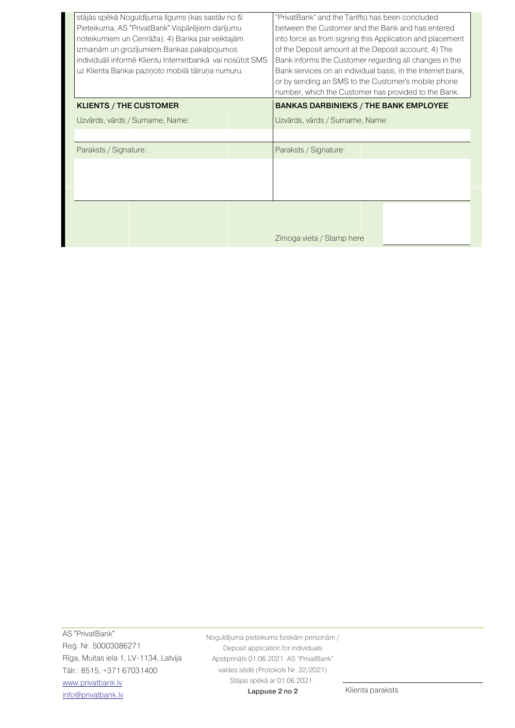| | |
|---|---|
| stājās spēkā Noguldījuma līgums (kas sastāv no šī Pieteikuma, AS "PrivatBank" Vispārējiem darījumu noteikumiem un Cenrāža); 4) Banka par veiktajām izmaiņām un grozījumiem Bankas pakalpojumos individuāli informē Klientu Internetbankā vai nosūtot SMS uz Klienta Bankai paziņoto mobilā tālruņa numuru. | "PrivatBank" and the Tariffs) has been concluded between the Customer and the Bank and has entered into force as from signing this Application and placement of the Deposit amount at the Deposit account; 4) The Bank informs the Customer regarding all changes in the Bank services on an individual basis, in the Internet bank, or by sending an SMS to the Customer's mobile phone number, which the Customer has provided to the Bank. |

| KLIENTS / THE CUSTOMER | BANKAS DARBINIEKS / THE BANK EMPLOYEE |
|---|---|
| Uzvārds, vārds / Surname, Name: | Uzvārds, vārds / Surname, Name: |
| | |
| Paraksts / Signature: | Paraksts / Signature: |
| | |
| | Zīmoga vieta / Stamp here |

AS "PrivatBank"
Reģ. Nr. 50003086271
Rīga, Muitas iela 1, LV-1134, Latvija
Tālr.: 8515, +371 67031400
www.privatbank.lv
info@privatbank.lv

Noguldījuma pieteikums fiziskām personām /
Deposit application for individuals
Apstiprināts 01.06.2021. AS "PrivatBank"
valdes sēdē (Protokols Nr. 32/2021)
Stājas spēkā ar 01.06.2021.

Klienta paraksts